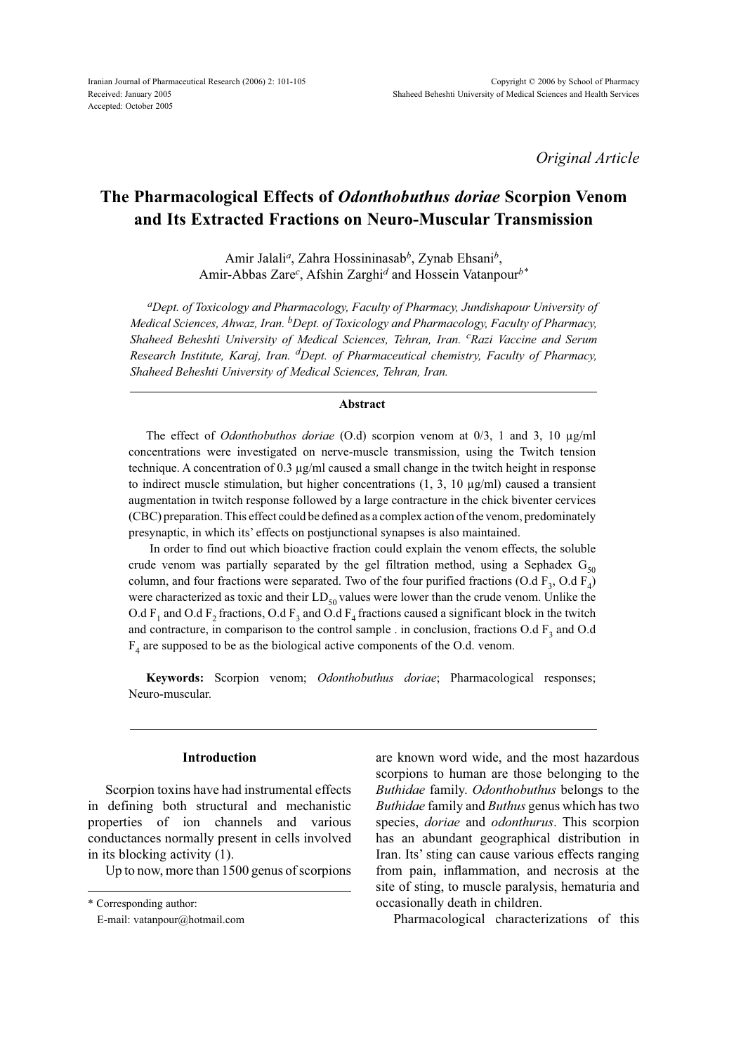*Original Article*

# The Pharmacological Effects of *Odonthobuthus doriae* Scorpion Venom and Its Extracted Fractions on Neuro-Muscular Transmission

Amir Jalali[a], Zahra Hossininasab[b], Zynab Ehsani[b], Amir-Abbas Zare[c], Afshin Zarghi[d] and Hossein Vatanpour[b*]

*[a]Dept. of Toxicology and Pharmacology, Faculty of Pharmacy, Jundishapour University of Medical Sciences, Ahwaz, Iran. [b]Dept. of Toxicology and Pharmacology, Faculty of Pharmacy, Shaheed Beheshti University of Medical Sciences, Tehran, Iran. [c]Razi Vaccine and Serum Research Institute, Karaj, Iran. [d]Dept. of Pharmaceutical chemistry, Faculty of Pharmacy, Shaheed Beheshti University of Medical Sciences, Tehran, Iran.*

## Abstract

The effect of *Odonthobuthos doriae* (O.d) scorpion venom at 0/3, 1 and 3, 10 µg/ml concentrations were investigated on nerve-muscle transmission, using the Twitch tension technique. A concentration of 0.3 µg/ml caused a small change in the twitch height in response to indirect muscle stimulation, but higher concentrations (1, 3, 10 µg/ml) caused a transient augmentation in twitch response followed by a large contracture in the chick biventer cervices (CBC) preparation. This effect could be defined as a complex action of the venom, predominately presynaptic, in which its' effects on postjunctional synapses is also maintained.

In order to find out which bioactive fraction could explain the venom effects, the soluble crude venom was partially separated by the gel filtration method, using a Sephadex $G_{50}$ column, and four fractions were separated. Two of the four purified fractions (O.d $F_3$, O.d $F_4$) were characterized as toxic and their $LD_{50}$ values were lower than the crude venom. Unlike the O.d $F_1$ and O.d $F_2$ fractions, O.d $F_3$ and O.d $F_4$ fractions caused a significant block in the twitch and contracture, in comparison to the control sample . in conclusion, fractions O.d $F_3$ and O.d $F_4$ are supposed to be as the biological active components of the O.d. venom.

**Keywords:** Scorpion venom; *Odonthobuthus doriae*; Pharmacological responses; Neuro-muscular.

## Introduction

Scorpion toxins have had instrumental effects in defining both structural and mechanistic properties of ion channels and various conductances normally present in cells involved in its blocking activity (1).

Up to now, more than 1500 genus of scorpions are known word wide, and the most hazardous scorpions to human are those belonging to the *Buthidae* family. *Odonthobuthus* belongs to the *Buthidae* family and *Buthus* genus which has two species, *doriae* and *odonthurus*. This scorpion has an abundant geographical distribution in Iran. Its' sting can cause various effects ranging from pain, inflammation, and necrosis at the site of sting, to muscle paralysis, hematuria and occasionally death in children.

Pharmacological characterizations of this

\* Corresponding author:
E-mail: vatanpour@hotmail.com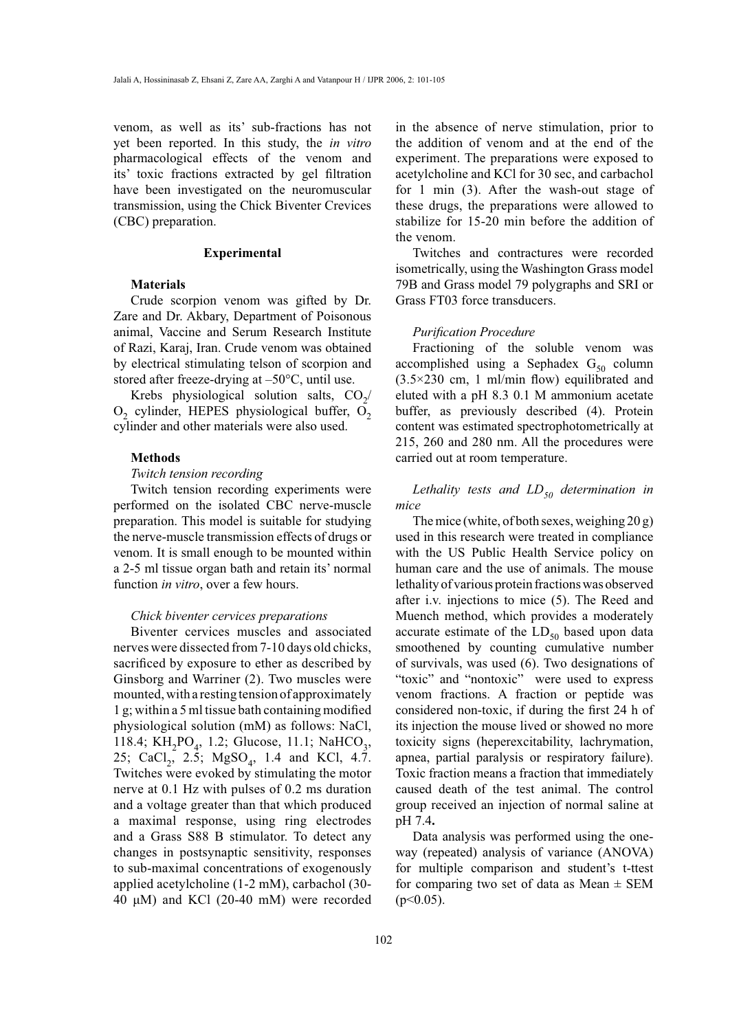venom, as well as its' sub-fractions has not yet been reported. In this study, the *in vitro* pharmacological effects of the venom and its' toxic fractions extracted by gel filtration have been investigated on the neuromuscular transmission, using the Chick Biventer Crevices (CBC) preparation.

## Experimental

### Materials

Crude scorpion venom was gifted by Dr. Zare and Dr. Akbary, Department of Poisonous animal, Vaccine and Serum Research Institute of Razi, Karaj, Iran. Crude venom was obtained by electrical stimulating telson of scorpion and stored after freeze-drying at –50°C, until use.

Krebs physiological solution salts, $CO_2$/$O_2$ cylinder, HEPES physiological buffer, $O_2$ cylinder and other materials were also used.

### Methods

*Twitch tension recording*

Twitch tension recording experiments were performed on the isolated CBC nerve-muscle preparation. This model is suitable for studying the nerve-muscle transmission effects of drugs or venom. It is small enough to be mounted within a 2-5 ml tissue organ bath and retain its' normal function *in vitro*, over a few hours.

*Chick biventer cervices preparations*

Biventer cervices muscles and associated nerves were dissected from 7-10 days old chicks, sacrificed by exposure to ether as described by Ginsborg and Warriner (2). Two muscles were mounted, with a resting tension of approximately 1 g; within a 5 ml tissue bath containing modified physiological solution (mM) as follows: NaCl, 118.4; $KH_2PO_4$, 1.2; Glucose, 11.1; $NaHCO_3$, 25; $CaCl_2$, 2.5; $MgSO_4$, 1.4 and KCl, 4.7. Twitches were evoked by stimulating the motor nerve at 0.1 Hz with pulses of 0.2 ms duration and a voltage greater than that which produced a maximal response, using ring electrodes and a Grass S88 B stimulator. To detect any changes in postsynaptic sensitivity, responses to sub-maximal concentrations of exogenously applied acetylcholine (1-2 mM), carbachol (30-40 μM) and KCl (20-40 mM) were recorded in the absence of nerve stimulation, prior to the addition of venom and at the end of the experiment. The preparations were exposed to acetylcholine and KCl for 30 sec, and carbachol for 1 min (3). After the wash-out stage of these drugs, the preparations were allowed to stabilize for 15-20 min before the addition of the venom.

Twitches and contractures were recorded isometrically, using the Washington Grass model 79B and Grass model 79 polygraphs and SRI or Grass FT03 force transducers.

*Purification Procedure*

Fractioning of the soluble venom was accomplished using a Sephadex $G_{50}$ column (3.5×230 cm, 1 ml/min flow) equilibrated and eluted with a pH 8.3 0.1 M ammonium acetate buffer, as previously described (4). Protein content was estimated spectrophotometrically at 215, 260 and 280 nm. All the procedures were carried out at room temperature.

*Lethality tests and $LD_{50}$ determination in mice*

The mice (white, of both sexes, weighing 20 g) used in this research were treated in compliance with the US Public Health Service policy on human care and the use of animals. The mouse lethality of various protein fractions was observed after i.v. injections to mice (5). The Reed and Muench method, which provides a moderately accurate estimate of the $LD_{50}$ based upon data smoothened by counting cumulative number of survivals, was used (6). Two designations of "toxic" and "nontoxic" were used to express venom fractions. A fraction or peptide was considered non-toxic, if during the first 24 h of its injection the mouse lived or showed no more toxicity signs (heperexcitability, lachrymation, apnea, partial paralysis or respiratory failure). Toxic fraction means a fraction that immediately caused death of the test animal. The control group received an injection of normal saline at pH 7.4**.**

Data analysis was performed using the one-way (repeated) analysis of variance (ANOVA) for multiple comparison and student's t-ttest for comparing two set of data as Mean ± SEM ($p<0.05$).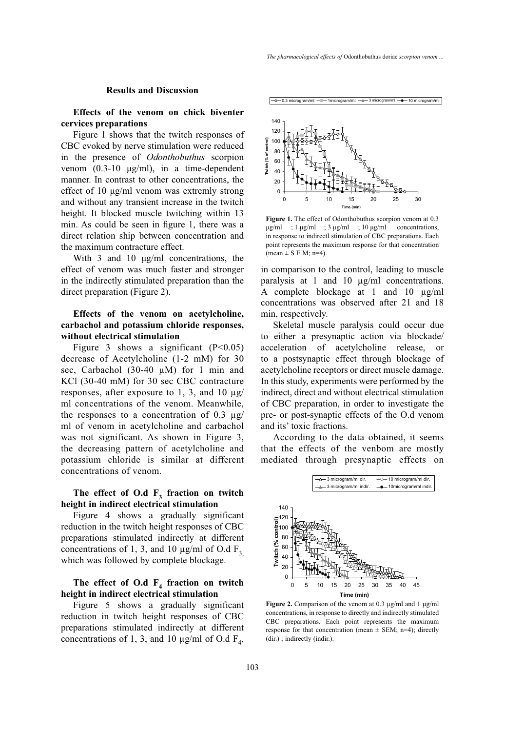## Results and Discussion

### Effects of the venom on chick biventer cervices preparations

Figure 1 shows that the twitch responses of CBC evoked by nerve stimulation were reduced in the presence of *Odonthobuthus* scorpion venom (0.3-10 µg/ml), in a time-dependent manner. In contrast to other concentrations, the effect of 10 µg/ml venom was extremly strong and without any transient increase in the twitch height. It blocked muscle twitching within 13 min. As could be seen in figure 1, there was a direct relation ship between concentration and the maximum contracture effect.

With 3 and 10 µg/ml concentrations, the effect of venom was much faster and stronger in the indirectly stimulated preparation than the direct preparation (Figure 2).

### Effects of the venom on acetylcholine, carbachol and potassium chloride responses, without electrical stimulation

Figure 3 shows a significant ($P<0.05$) decrease of Acetylcholine (1-2 mM) for 30 sec, Carbachol (30-40 µM) for 1 min and KCl (30-40 mM) for 30 sec CBC contracture responses, after exposure to 1, 3, and 10 µg/ml concentrations of the venom. Meanwhile, the responses to a concentration of 0.3 µg/ml of venom in acetylcholine and carbachol was not significant. As shown in Figure 3, the decreasing pattern of acetylcholine and potassium chloride is similar at different concentrations of venom.

### The effect of O.d $F_3$ fraction on twitch height in indirect electrical stimulation

Figure 4 shows a gradually significant reduction in the twitch height responses of CBC preparations stimulated indirectly at different concentrations of 1, 3, and 10 µg/ml of O.d $F_3$, which was followed by complete blockage.

### The effect of O.d $F_4$ fraction on twitch height in indirect electrical stimulation

Figure 5 shows a gradually significant reduction in twitch height responses of CBC preparations stimulated indirectly at different concentrations of 1, 3, and 10 µg/ml of O.d $F_4$, in comparison to the control, leading to muscle paralysis at 1 and 10 µg/ml concentrations. A complete blockage at 1 and 10 µg/ml concentrations was observed after 21 and 18 min, respectively.

Skeletal muscle paralysis could occur due to either a presynaptic action via blockade/acceleration of acetylcholine release, or to a postsynaptic effect through blockage of acetylcholine receptors or direct muscle damage. In this study, experiments were performed by the indirect, direct and without electrical stimulation of CBC preparation, in order to investigate the pre- or post-synaptic effects of the O.d venom and its' toxic fractions.

According to the data obtained, it seems that the effects of the venbom are mostly mediated through presynaptic effects on

**Figure 1.** The effect of Odonthobuthus scorpion venom at 0.3 µg/ml ; 1 µg/ml ; 3 µg/ml ; 10 µg/ml concentrations, in response to indirectl stimulation of CBC preparations. Each point represents the maximum response for that concentration (mean ± S E M; n=4).

**Figure 2.** Comparison of the venom at 0.3 µg/ml and 1 µg/ml concentrations, in response to directly and indirectly stimulated CBC preparations. Each point represents the maximum response for that concentration (mean ± SEM; n=4); directly (dir.) ; indirectly (indir.).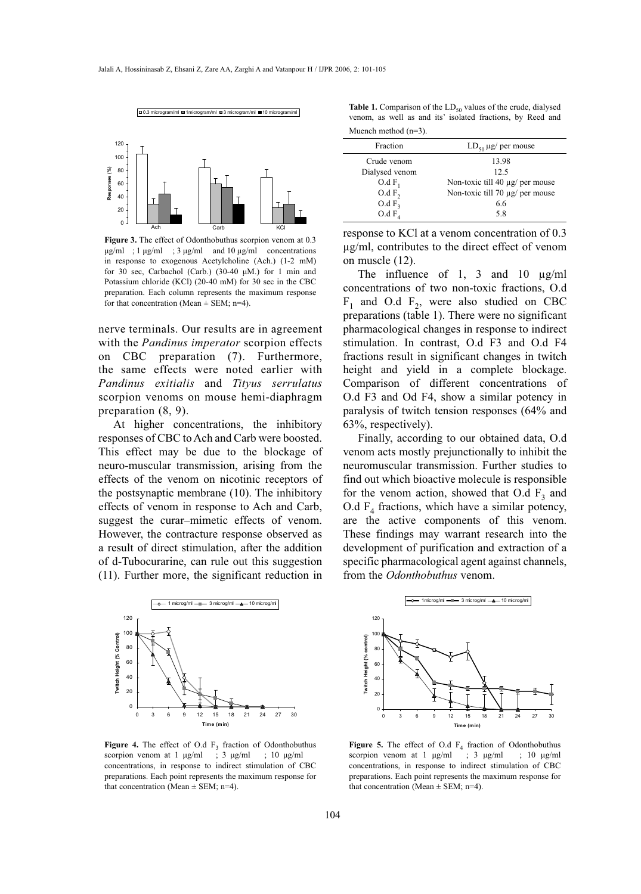**Figure 3.** The effect of Odonthobuthus scorpion venom at 0.3 μg/ml ; 1 μg/ml ; 3 μg/ml and 10 μg/ml concentrations in response to exogenous Acetylcholine (Ach.) (1-2 mM) for 30 sec, Carbachol (Carb.) (30-40 μM.) for 1 min and Potassium chloride (KCl) (20-40 mM) for 30 sec in the CBC preparation. Each column represents the maximum response for that concentration (Mean ± SEM; n=4).

nerve terminals. Our results are in agreement with the *Pandinus imperator* scorpion effects on CBC preparation (7). Furthermore, the same effects were noted earlier with *Pandinus exitialis* and *Tityus serrulatus* scorpion venoms on mouse hemi-diaphragm preparation (8, 9).

At higher concentrations, the inhibitory responses of CBC to Ach and Carb were boosted. This effect may be due to the blockage of neuro-muscular transmission, arising from the effects of the venom on nicotinic receptors of the postsynaptic membrane (10). The inhibitory effects of venom in response to Ach and Carb, suggest the curar–mimetic effects of venom. However, the contracture response observed as a result of direct stimulation, after the addition of d-Tubocurarine, can rule out this suggestion (11). Further more, the significant reduction in response to KCl at a venom concentration of 0.3 μg/ml, contributes to the direct effect of venom on muscle (12).

**Table 1.** Comparison of the $LD_{50}$ values of the crude, dialysed venom, as well as and its' isolated fractions, by Reed and Muench method (n=3).

| Fraction | $LD_{50}$ μg/ per mouse |
|---|---|
| Crude venom | 13.98 |
| Dialysed venom | 12.5 |
| O.d $F_1$ | Non-toxic till 40 μg/ per mouse |
| O.d $F_2$ | Non-toxic till 70 μg/ per mouse |
| O.d $F_3$ | 6.6 |
| O.d $F_4$ | 5.8 |

The influence of 1, 3 and 10 μg/ml concentrations of two non-toxic fractions, O.d $F_1$ and O.d $F_2$, were also studied on CBC preparations (table 1). There were no significant pharmacological changes in response to indirect stimulation. In contrast, O.d F3 and O.d F4 fractions result in significant changes in twitch height and yield in a complete blockage. Comparison of different concentrations of O.d F3 and Od F4, show a similar potency in paralysis of twitch tension responses (64% and 63%, respectively).

Finally, according to our obtained data, O.d venom acts mostly prejunctionally to inhibit the neuromuscular transmission. Further studies to find out which bioactive molecule is responsible for the venom action, showed that O.d $F_3$ and O.d $F_4$ fractions, which have a similar potency, are the active components of this venom. These findings may warrant research into the development of purification and extraction of a specific pharmacological agent against channels, from the *Odonthobuthus* venom.

**Figure 4.** The effect of O.d $F_3$ fraction of Odonthobuthus scorpion venom at 1 μg/ml ; 3 μg/ml ; 10 μg/ml concentrations, in response to indirect stimulation of CBC preparations. Each point represents the maximum response for that concentration (Mean ± SEM; n=4).

**Figure 5.** The effect of O.d $F_4$ fraction of Odonthobuthus scorpion venom at 1 μg/ml ; 3 μg/ml ; 10 μg/ml concentrations, in response to indirect stimulation of CBC preparations. Each point represents the maximum response for that concentration (Mean ± SEM; n=4).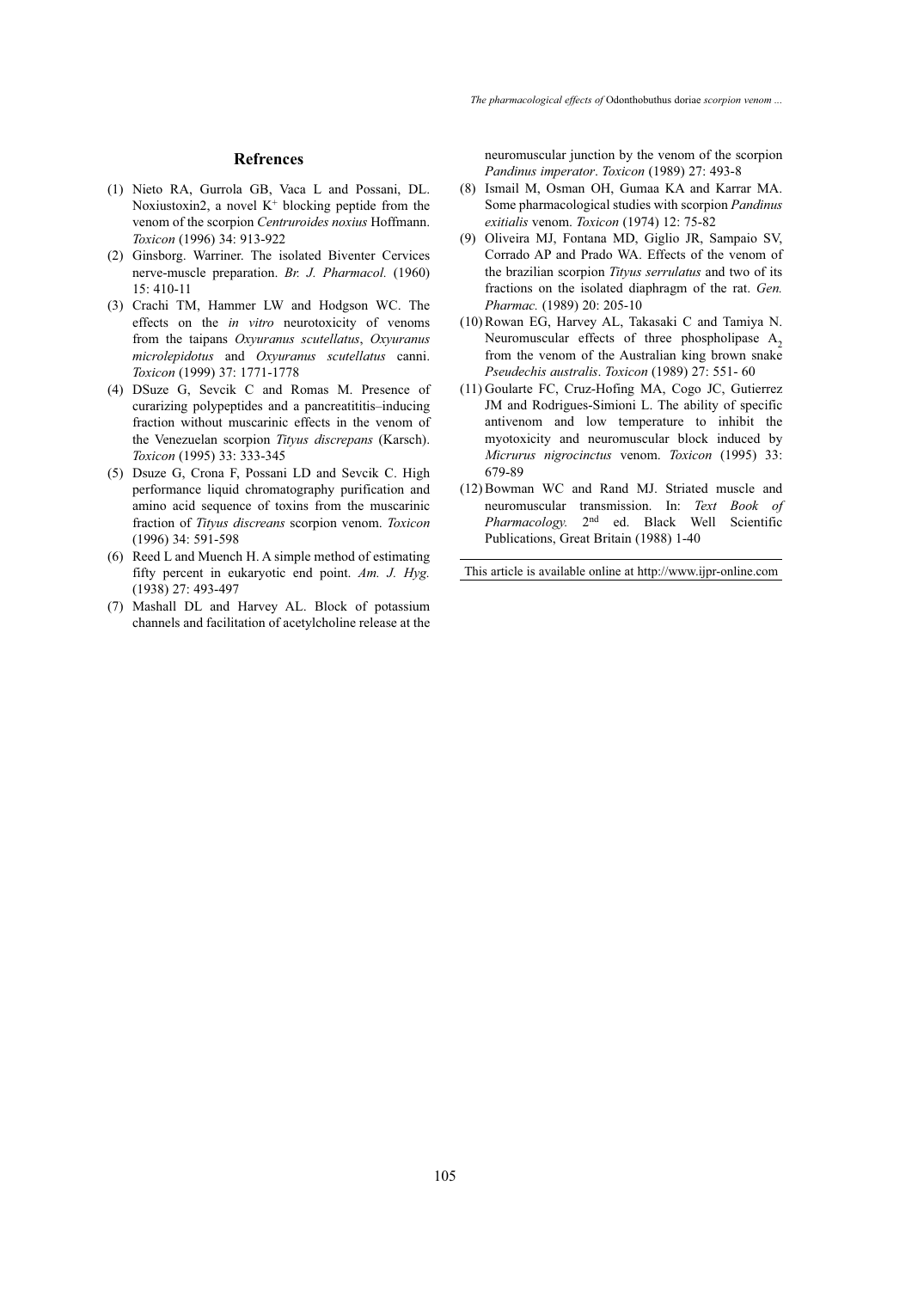## Refrences

(1) Nieto RA, Gurrola GB, Vaca L and Possani, DL. Noxiustoxin2, a novel $K^+$ blocking peptide from the venom of the scorpion *Centruroides noxius* Hoffmann. *Toxicon* (1996) 34: 913-922

(2) Ginsborg. Warriner. The isolated Biventer Cervices nerve-muscle preparation. *Br. J. Pharmacol.* (1960) 15: 410-11

(3) Crachi TM, Hammer LW and Hodgson WC. The effects on the *in vitro* neurotoxicity of venoms from the taipans *Oxyuranus scutellatus*, *Oxyuranus microlepidotus* and *Oxyuranus scutellatus* canni. *Toxicon* (1999) 37: 1771-1778

(4) DSuze G, Sevcik C and Romas M. Presence of curarizing polypeptides and a pancreatititis–inducing fraction without muscarinic effects in the venom of the Venezuelan scorpion *Tityus discrepans* (Karsch). *Toxicon* (1995) 33: 333-345

(5) Dsuze G, Crona F, Possani LD and Sevcik C. High performance liquid chromatography purification and amino acid sequence of toxins from the muscarinic fraction of *Tityus discreans* scorpion venom. *Toxicon* (1996) 34: 591-598

(6) Reed L and Muench H. A simple method of estimating fifty percent in eukaryotic end point. *Am. J. Hyg.* (1938) 27: 493-497

(7) Mashall DL and Harvey AL. Block of potassium channels and facilitation of acetylcholine release at the neuromuscular junction by the venom of the scorpion *Pandinus imperator*. *Toxicon* (1989) 27: 493-8

(8) Ismail M, Osman OH, Gumaa KA and Karrar MA. Some pharmacological studies with scorpion *Pandinus exitialis* venom. *Toxicon* (1974) 12: 75-82

(9) Oliveira MJ, Fontana MD, Giglio JR, Sampaio SV, Corrado AP and Prado WA. Effects of the venom of the brazilian scorpion *Tityus serrulatus* and two of its fractions on the isolated diaphragm of the rat. *Gen. Pharmac.* (1989) 20: 205-10

(10) Rowan EG, Harvey AL, Takasaki C and Tamiya N. Neuromuscular effects of three phospholipase $A_2$ from the venom of the Australian king brown snake *Pseudechis australis*. *Toxicon* (1989) 27: 551- 60

(11) Goularte FC, Cruz-Hofing MA, Cogo JC, Gutierrez JM and Rodrigues-Simioni L. The ability of specific antivenom and low temperature to inhibit the myotoxicity and neuromuscular block induced by *Micrurus nigrocinctus* venom. *Toxicon* (1995) 33: 679-89

(12) Bowman WC and Rand MJ. Striated muscle and neuromuscular transmission. In: *Text Book of Pharmacology.* 2nd ed. Black Well Scientific Publications, Great Britain (1988) 1-40

This article is available online at http://www.ijpr-online.com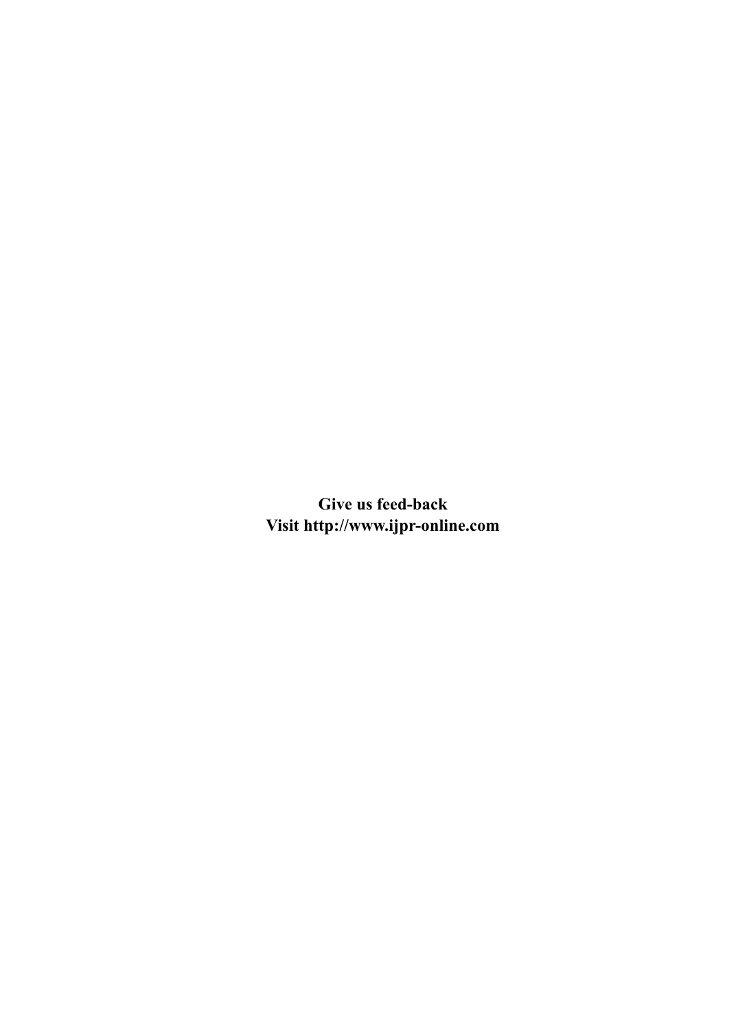**Give us feed-back**
**Visit http://www.ijpr-online.com**